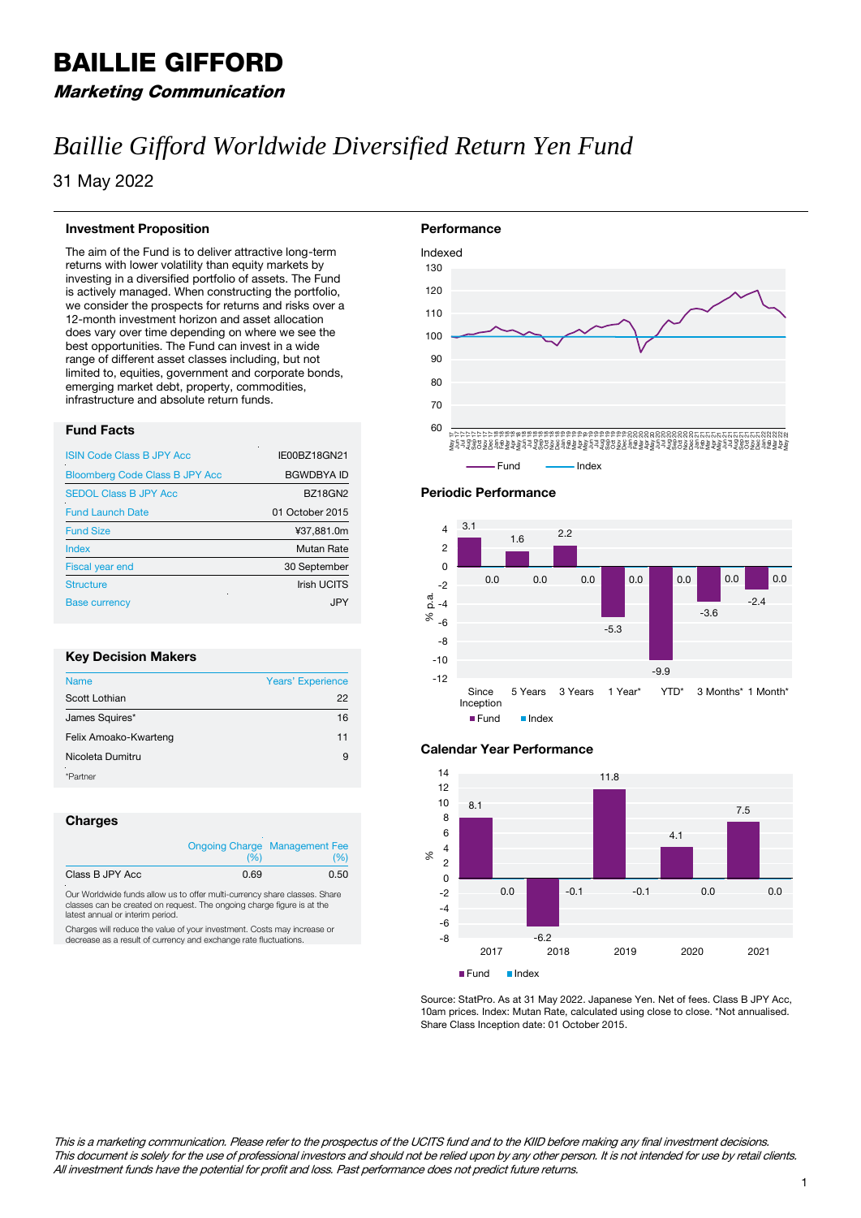# BAILLIE GIFFORD

***Marketing Communication***

# *Baillie Gifford Worldwide Diversified Return Yen Fund*

31 May 2022

## Investment Proposition

The aim of the Fund is to deliver attractive long-term returns with lower volatility than equity markets by investing in a diversified portfolio of assets. The Fund is actively managed. When constructing the portfolio, we consider the prospects for returns and risks over a 12-month investment horizon and asset allocation does vary over time depending on where we see the best opportunities. The Fund can invest in a wide range of different asset classes including, but not limited to, equities, government and corporate bonds, emerging market debt, property, commodities, infrastructure and absolute return funds.

## Fund Facts

| | |
|---|---|
| ISIN Code Class B JPY Acc | IE00BZ18GN21 |
| Bloomberg Code Class B JPY Acc | BGWDBYA ID |
| SEDOL Class B JPY Acc | BZ18GN2 |
| Fund Launch Date | 01 October 2015 |
| Fund Size | ¥37,881.0m |
| Index | Mutan Rate |
| Fiscal year end | 30 September |
| Structure | Irish UCITS |
| Base currency | JPY |

## Key Decision Makers

| Name | Years' Experience |
|---|---|
| Scott Lothian | 22 |
| James Squires* | 16 |
| Felix Amoako-Kwarteng | 11 |
| Nicoleta Dumitru | 9 |

*Partner

## Charges

| | Ongoing Charge (%) | Management Fee (%) |
|---|---|---|
| Class B JPY Acc | 0.69 | 0.50 |

Our Worldwide funds allow us to offer multi-currency share classes. Share classes can be created on request. The ongoing charge figure is at the latest annual or interim period.

Charges will reduce the value of your investment. Costs may increase or decrease as a result of currency and exchange rate fluctuations.

## Performance

Indexed

## Periodic Performance

| % p.a. | Since Inception | 5 Years | 3 Years | 1 Year* | YTD* | 3 Months* | 1 Month* |
|---|---|---|---|---|---|---|---|
| Fund | 3.1 | 1.6 | 2.2 | -5.3 | -9.9 | -3.6 | -2.4 |
| Index | 0.0 | 0.0 | 0.0 | 0.0 | 0.0 | 0.0 | 0.0 |

## Calendar Year Performance

| % | 2017 | 2018 | 2019 | 2020 | 2021 |
|---|---|---|---|---|---|
| Fund | 8.1 | -6.2 | 11.8 | 4.1 | 7.5 |
| Index | 0.0 | -0.1 | -0.1 | 0.0 | 0.0 |

Source: StatPro. As at 31 May 2022. Japanese Yen. Net of fees. Class B JPY Acc, 10am prices. Index: Mutan Rate, calculated using close to close. *Not annualised. Share Class Inception date: 01 October 2015.

*This is a marketing communication. Please refer to the prospectus of the UCITS fund and to the KIID before making any final investment decisions. This document is solely for the use of professional investors and should not be relied upon by any other person. It is not intended for use by retail clients. All investment funds have the potential for profit and loss. Past performance does not predict future returns.*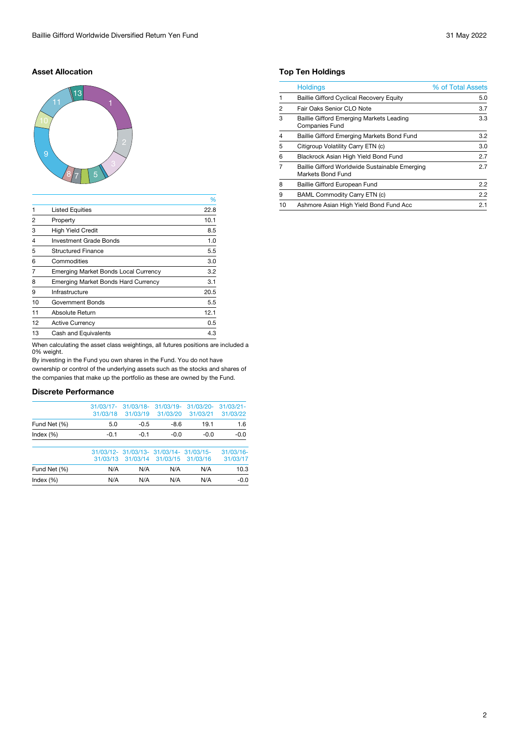## Asset Allocation

| | | % |
|---|---|---|
| 1 | Listed Equities | 22.8 |
| 2 | Property | 10.1 |
| 3 | High Yield Credit | 8.5 |
| 4 | Investment Grade Bonds | 1.0 |
| 5 | Structured Finance | 5.5 |
| 6 | Commodities | 3.0 |
| 7 | Emerging Market Bonds Local Currency | 3.2 |
| 8 | Emerging Market Bonds Hard Currency | 3.1 |
| 9 | Infrastructure | 20.5 |
| 10 | Government Bonds | 5.5 |
| 11 | Absolute Return | 12.1 |
| 12 | Active Currency | 0.5 |
| 13 | Cash and Equivalents | 4.3 |

When calculating the asset class weightings, all futures positions are included a 0% weight.

By investing in the Fund you own shares in the Fund. You do not have ownership or control of the underlying assets such as the stocks and shares of the companies that make up the portfolio as these are owned by the Fund.

## Discrete Performance

| | 31/03/17-31/03/18 | 31/03/18-31/03/19 | 31/03/19-31/03/20 | 31/03/20-31/03/21 | 31/03/21-31/03/22 |
|---|---|---|---|---|---|
| Fund Net (%) | 5.0 | -0.5 | -8.6 | 19.1 | 1.6 |
| Index (%) | -0.1 | -0.1 | -0.0 | -0.0 | -0.0 |

| | 31/03/12-31/03/13 | 31/03/13-31/03/14 | 31/03/14-31/03/15 | 31/03/15-31/03/16 | 31/03/16-31/03/17 |
|---|---|---|---|---|---|
| Fund Net (%) | N/A | N/A | N/A | N/A | 10.3 |
| Index (%) | N/A | N/A | N/A | N/A | -0.0 |

## Top Ten Holdings

| | Holdings | % of Total Assets |
|---|---|---|
| 1 | Baillie Gifford Cyclical Recovery Equity | 5.0 |
| 2 | Fair Oaks Senior CLO Note | 3.7 |
| 3 | Baillie Gifford Emerging Markets Leading Companies Fund | 3.3 |
| 4 | Baillie Gifford Emerging Markets Bond Fund | 3.2 |
| 5 | Citigroup Volatility Carry ETN (c) | 3.0 |
| 6 | Blackrock Asian High Yield Bond Fund | 2.7 |
| 7 | Baillie Gifford Worldwide Sustainable Emerging Markets Bond Fund | 2.7 |
| 8 | Baillie Gifford European Fund | 2.2 |
| 9 | BAML Commodity Carry ETN (c) | 2.2 |
| 10 | Ashmore Asian High Yield Bond Fund Acc | 2.1 |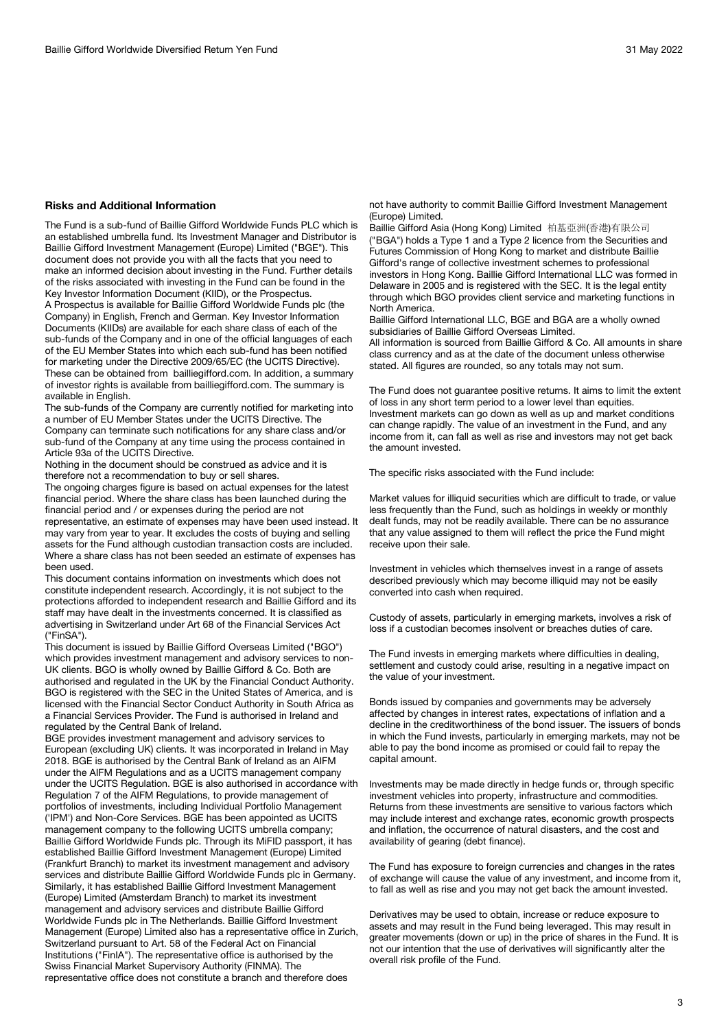## Risks and Additional Information

The Fund is a sub-fund of Baillie Gifford Worldwide Funds PLC which is an established umbrella fund. Its Investment Manager and Distributor is Baillie Gifford Investment Management (Europe) Limited ("BGE"). This document does not provide you with all the facts that you need to make an informed decision about investing in the Fund. Further details of the risks associated with investing in the Fund can be found in the Key Investor Information Document (KIID), or the Prospectus.

A Prospectus is available for Baillie Gifford Worldwide Funds plc (the Company) in English, French and German. Key Investor Information Documents (KIIDs) are available for each share class of each of the sub-funds of the Company and in one of the official languages of each of the EU Member States into which each sub-fund has been notified for marketing under the Directive 2009/65/EC (the UCITS Directive). These can be obtained from bailliegifford.com. In addition, a summary of investor rights is available from bailliegifford.com. The summary is available in English.

The sub-funds of the Company are currently notified for marketing into a number of EU Member States under the UCITS Directive. The Company can terminate such notifications for any share class and/or sub-fund of the Company at any time using the process contained in Article 93a of the UCITS Directive.

Nothing in the document should be construed as advice and it is therefore not a recommendation to buy or sell shares.

The ongoing charges figure is based on actual expenses for the latest financial period. Where the share class has been launched during the financial period and / or expenses during the period are not representative, an estimate of expenses may have been used instead. It may vary from year to year. It excludes the costs of buying and selling assets for the Fund although custodian transaction costs are included. Where a share class has not been seeded an estimate of expenses has been used.

This document contains information on investments which does not constitute independent research. Accordingly, it is not subject to the protections afforded to independent research and Baillie Gifford and its staff may have dealt in the investments concerned. It is classified as advertising in Switzerland under Art 68 of the Financial Services Act ("FinSA").

This document is issued by Baillie Gifford Overseas Limited ("BGO") which provides investment management and advisory services to non-UK clients. BGO is wholly owned by Baillie Gifford & Co. Both are authorised and regulated in the UK by the Financial Conduct Authority. BGO is registered with the SEC in the United States of America, and is licensed with the Financial Sector Conduct Authority in South Africa as a Financial Services Provider. The Fund is authorised in Ireland and regulated by the Central Bank of Ireland.

BGE provides investment management and advisory services to European (excluding UK) clients. It was incorporated in Ireland in May 2018. BGE is authorised by the Central Bank of Ireland as an AIFM under the AIFM Regulations and as a UCITS management company under the UCITS Regulation. BGE is also authorised in accordance with Regulation 7 of the AIFM Regulations, to provide management of portfolios of investments, including Individual Portfolio Management ('IPM') and Non-Core Services. BGE has been appointed as UCITS management company to the following UCITS umbrella company; Baillie Gifford Worldwide Funds plc. Through its MiFID passport, it has established Baillie Gifford Investment Management (Europe) Limited (Frankfurt Branch) to market its investment management and advisory services and distribute Baillie Gifford Worldwide Funds plc in Germany. Similarly, it has established Baillie Gifford Investment Management (Europe) Limited (Amsterdam Branch) to market its investment management and advisory services and distribute Baillie Gifford Worldwide Funds plc in The Netherlands. Baillie Gifford Investment Management (Europe) Limited also has a representative office in Zurich, Switzerland pursuant to Art. 58 of the Federal Act on Financial Institutions ("FinIA"). The representative office is authorised by the Swiss Financial Market Supervisory Authority (FINMA). The representative office does not constitute a branch and therefore does not have authority to commit Baillie Gifford Investment Management (Europe) Limited.

Baillie Gifford Asia (Hong Kong) Limited 柏基亞洲(香港)有限公司 ("BGA") holds a Type 1 and a Type 2 licence from the Securities and Futures Commission of Hong Kong to market and distribute Baillie Gifford's range of collective investment schemes to professional investors in Hong Kong. Baillie Gifford International LLC was formed in Delaware in 2005 and is registered with the SEC. It is the legal entity through which BGO provides client service and marketing functions in North America.

Baillie Gifford International LLC, BGE and BGA are a wholly owned subsidiaries of Baillie Gifford Overseas Limited.

All information is sourced from Baillie Gifford & Co. All amounts in share class currency and as at the date of the document unless otherwise stated. All figures are rounded, so any totals may not sum.

The Fund does not guarantee positive returns. It aims to limit the extent of loss in any short term period to a lower level than equities. Investment markets can go down as well as up and market conditions can change rapidly. The value of an investment in the Fund, and any income from it, can fall as well as rise and investors may not get back the amount invested.

The specific risks associated with the Fund include:

Market values for illiquid securities which are difficult to trade, or value less frequently than the Fund, such as holdings in weekly or monthly dealt funds, may not be readily available. There can be no assurance that any value assigned to them will reflect the price the Fund might receive upon their sale.

Investment in vehicles which themselves invest in a range of assets described previously which may become illiquid may not be easily converted into cash when required.

Custody of assets, particularly in emerging markets, involves a risk of loss if a custodian becomes insolvent or breaches duties of care.

The Fund invests in emerging markets where difficulties in dealing, settlement and custody could arise, resulting in a negative impact on the value of your investment.

Bonds issued by companies and governments may be adversely affected by changes in interest rates, expectations of inflation and a decline in the creditworthiness of the bond issuer. The issuers of bonds in which the Fund invests, particularly in emerging markets, may not be able to pay the bond income as promised or could fail to repay the capital amount.

Investments may be made directly in hedge funds or, through specific investment vehicles into property, infrastructure and commodities. Returns from these investments are sensitive to various factors which may include interest and exchange rates, economic growth prospects and inflation, the occurrence of natural disasters, and the cost and availability of gearing (debt finance).

The Fund has exposure to foreign currencies and changes in the rates of exchange will cause the value of any investment, and income from it, to fall as well as rise and you may not get back the amount invested.

Derivatives may be used to obtain, increase or reduce exposure to assets and may result in the Fund being leveraged. This may result in greater movements (down or up) in the price of shares in the Fund. It is not our intention that the use of derivatives will significantly alter the overall risk profile of the Fund.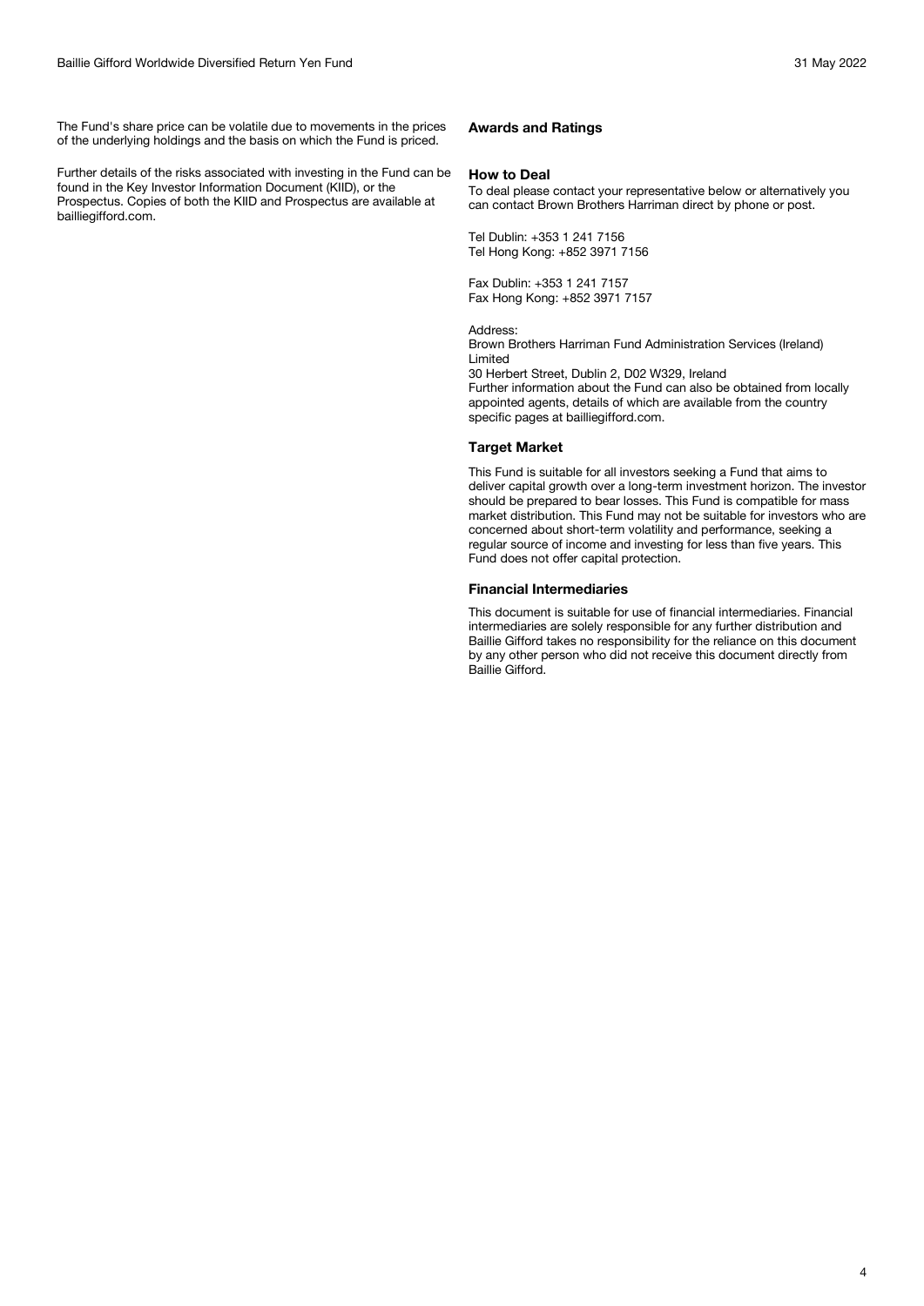The Fund's share price can be volatile due to movements in the prices of the underlying holdings and the basis on which the Fund is priced.

Further details of the risks associated with investing in the Fund can be found in the Key Investor Information Document (KIID), or the Prospectus. Copies of both the KIID and Prospectus are available at bailliegifford.com.

### Awards and Ratings

### How to Deal

To deal please contact your representative below or alternatively you can contact Brown Brothers Harriman direct by phone or post.

Tel Dublin: +353 1 241 7156
Tel Hong Kong: +852 3971 7156

Fax Dublin: +353 1 241 7157
Fax Hong Kong: +852 3971 7157

Address:
Brown Brothers Harriman Fund Administration Services (Ireland) Limited
30 Herbert Street, Dublin 2, D02 W329, Ireland
Further information about the Fund can also be obtained from locally appointed agents, details of which are available from the country specific pages at bailliegifford.com.

### Target Market

This Fund is suitable for all investors seeking a Fund that aims to deliver capital growth over a long-term investment horizon. The investor should be prepared to bear losses. This Fund is compatible for mass market distribution. This Fund may not be suitable for investors who are concerned about short-term volatility and performance, seeking a regular source of income and investing for less than five years. This Fund does not offer capital protection.

### Financial Intermediaries

This document is suitable for use of financial intermediaries. Financial intermediaries are solely responsible for any further distribution and Baillie Gifford takes no responsibility for the reliance on this document by any other person who did not receive this document directly from Baillie Gifford.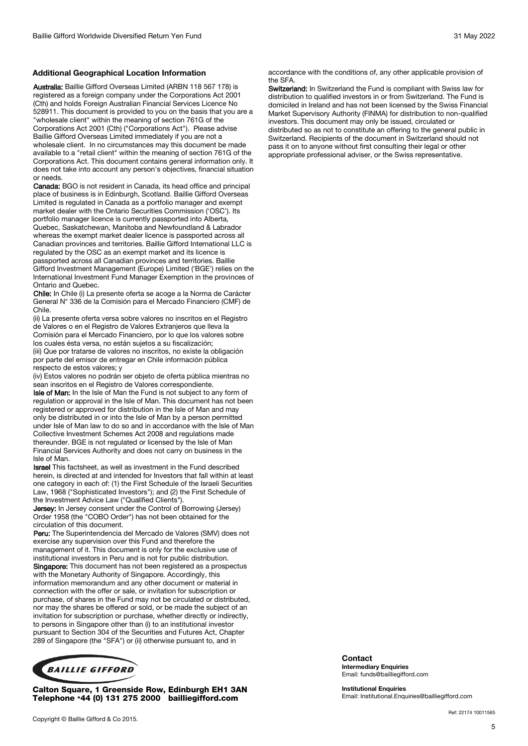### Additional Geographical Location Information

**Australia:** Baillie Gifford Overseas Limited (ARBN 118 567 178) is registered as a foreign company under the Corporations Act 2001 (Cth) and holds Foreign Australian Financial Services Licence No 528911. This document is provided to you on the basis that you are a "wholesale client" within the meaning of section 761G of the Corporations Act 2001 (Cth) ("Corporations Act"). Please advise Baillie Gifford Overseas Limited immediately if you are not a wholesale client. In no circumstances may this document be made available to a "retail client" within the meaning of section 761G of the Corporations Act. This document contains general information only. It does not take into account any person's objectives, financial situation or needs.

**Canada:** BGO is not resident in Canada, its head office and principal place of business is in Edinburgh, Scotland. Baillie Gifford Overseas Limited is regulated in Canada as a portfolio manager and exempt market dealer with the Ontario Securities Commission ('OSC'). Its portfolio manager licence is currently passported into Alberta, Quebec, Saskatchewan, Manitoba and Newfoundland & Labrador whereas the exempt market dealer licence is passported across all Canadian provinces and territories. Baillie Gifford International LLC is regulated by the OSC as an exempt market and its licence is passported across all Canadian provinces and territories. Baillie Gifford Investment Management (Europe) Limited ('BGE') relies on the International Investment Fund Manager Exemption in the provinces of Ontario and Quebec.

**Chile:** In Chile (i) La presente oferta se acoge a la Norma de Carácter General N° 336 de la Comisión para el Mercado Financiero (CMF) de Chile.

(ii) La presente oferta versa sobre valores no inscritos en el Registro de Valores o en el Registro de Valores Extranjeros que lleva la Comisión para el Mercado Financiero, por lo que los valores sobre los cuales ésta versa, no están sujetos a su fiscalización;

(iii) Que por tratarse de valores no inscritos, no existe la obligación por parte del emisor de entregar en Chile información pública respecto de estos valores; y

(iv) Estos valores no podrán ser objeto de oferta pública mientras no sean inscritos en el Registro de Valores correspondiente.

**Isle of Man:** In the Isle of Man the Fund is not subject to any form of regulation or approval in the Isle of Man. This document has not been registered or approved for distribution in the Isle of Man and may only be distributed in or into the Isle of Man by a person permitted under Isle of Man law to do so and in accordance with the Isle of Man Collective Investment Schemes Act 2008 and regulations made thereunder. BGE is not regulated or licensed by the Isle of Man Financial Services Authority and does not carry on business in the Isle of Man.

**Israel** This factsheet, as well as investment in the Fund described herein, is directed at and intended for Investors that fall within at least one category in each of: (1) the First Schedule of the Israeli Securities Law, 1968 ("Sophisticated Investors"); and (2) the First Schedule of the Investment Advice Law ("Qualified Clients").

**Jersey:** In Jersey consent under the Control of Borrowing (Jersey) Order 1958 (the "COBO Order") has not been obtained for the circulation of this document.

**Peru:** The Superintendencia del Mercado de Valores (SMV) does not exercise any supervision over this Fund and therefore the management of it. This document is only for the exclusive use of institutional investors in Peru and is not for public distribution.

**Singapore:** This document has not been registered as a prospectus with the Monetary Authority of Singapore. Accordingly, this information memorandum and any other document or material in connection with the offer or sale, or invitation for subscription or purchase, of shares in the Fund may not be circulated or distributed, nor may the shares be offered or sold, or be made the subject of an invitation for subscription or purchase, whether directly or indirectly, to persons in Singapore other than (i) to an institutional investor pursuant to Section 304 of the Securities and Futures Act, Chapter 289 of Singapore (the "SFA") or (ii) otherwise pursuant to, and in accordance with the conditions of, any other applicable provision of the SFA.

**Switzerland:** In Switzerland the Fund is compliant with Swiss law for distribution to qualified investors in or from Switzerland. The Fund is domiciled in Ireland and has not been licensed by the Swiss Financial Market Supervisory Authority (FINMA) for distribution to non-qualified investors. This document may only be issued, circulated or distributed so as not to constitute an offering to the general public in Switzerland. Recipients of the document in Switzerland should not pass it on to anyone without first consulting their legal or other appropriate professional adviser, or the Swiss representative.

BAILLIE GIFFORD

**Calton Square, 1 Greenside Row, Edinburgh EH1 3AN**
**Telephone +44 (0) 131 275 2000 bailliegifford.com**

Copyright © Baillie Gifford & Co 2015.

### Contact

**Intermediary Enquiries**
Email: funds@bailliegifford.com

**Institutional Enquiries**
Email: Institutional.Enquiries@bailliegifford.com

Ref: 22174 10011565